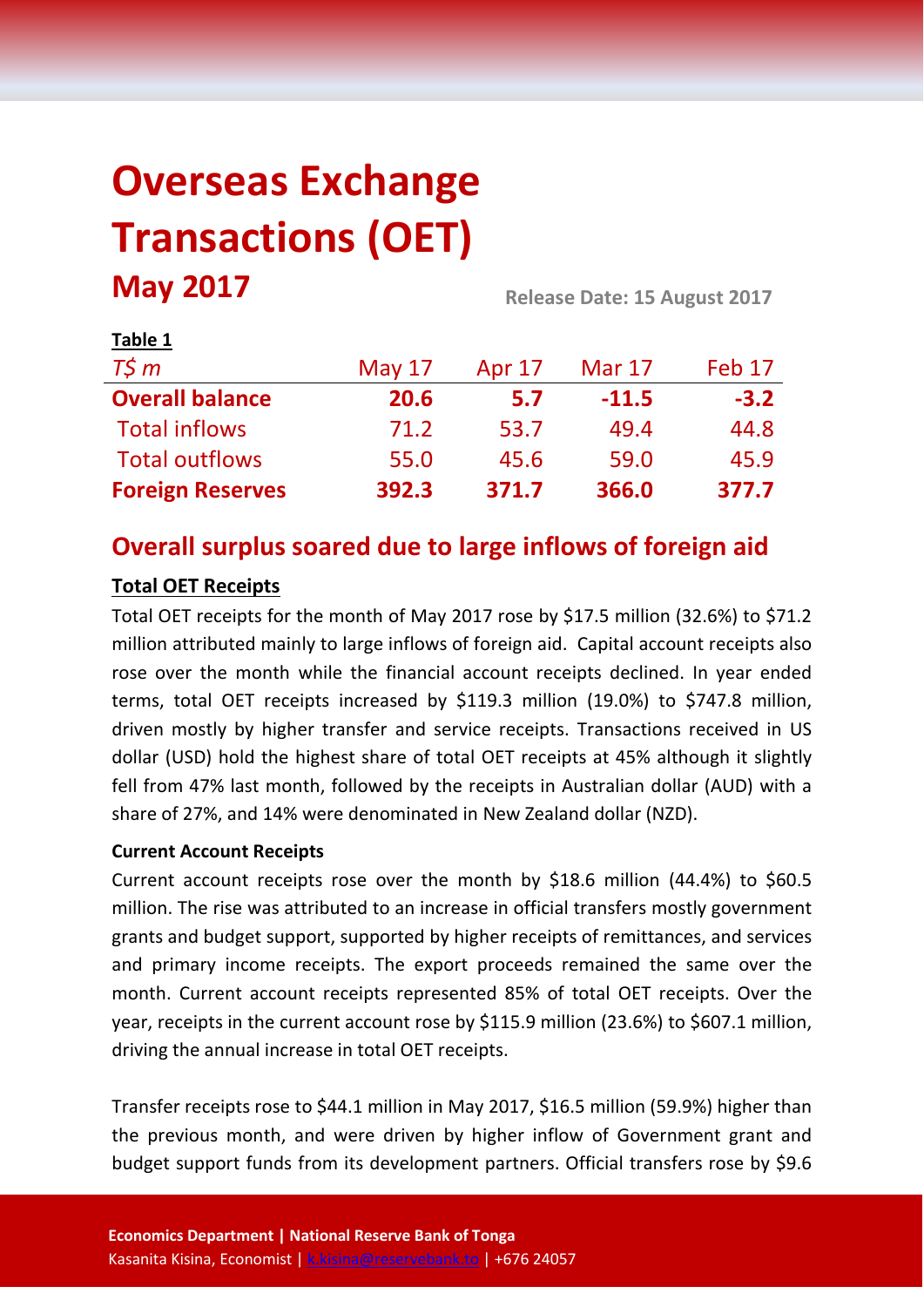# Overseas Exchange Transactions (OET)

## May 2017

**Release Date: 15 August 2017**

**Table 1**

| *T$ m* | May 17 | Apr 17 | Mar 17 | Feb 17 |
|---|---|---|---|---|
| **Overall balance** | **20.6** | **5.7** | **-11.5** | **-3.2** |
| Total inflows | 71.2 | 53.7 | 49.4 | 44.8 |
| Total outflows | 55.0 | 45.6 | 59.0 | 45.9 |
| **Foreign Reserves** | **392.3** | **371.7** | **366.0** | **377.7** |

## Overall surplus soared due to large inflows of foreign aid

### Total OET Receipts

Total OET receipts for the month of May 2017 rose by $17.5 million (32.6%) to $71.2 million attributed mainly to large inflows of foreign aid. Capital account receipts also rose over the month while the financial account receipts declined. In year ended terms, total OET receipts increased by $119.3 million (19.0%) to $747.8 million, driven mostly by higher transfer and service receipts. Transactions received in US dollar (USD) hold the highest share of total OET receipts at 45% although it slightly fell from 47% last month, followed by the receipts in Australian dollar (AUD) with a share of 27%, and 14% were denominated in New Zealand dollar (NZD).

**Current Account Receipts**

Current account receipts rose over the month by $18.6 million (44.4%) to $60.5 million. The rise was attributed to an increase in official transfers mostly government grants and budget support, supported by higher receipts of remittances, and services and primary income receipts. The export proceeds remained the same over the month. Current account receipts represented 85% of total OET receipts. Over the year, receipts in the current account rose by $115.9 million (23.6%) to $607.1 million, driving the annual increase in total OET receipts.

Transfer receipts rose to $44.1 million in May 2017, $16.5 million (59.9%) higher than the previous month, and were driven by higher inflow of Government grant and budget support funds from its development partners. Official transfers rose by $9.6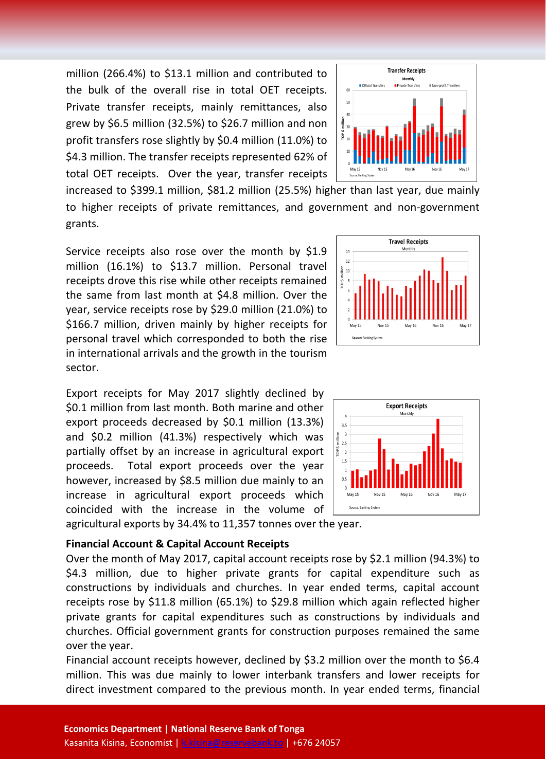million (266.4%) to $13.1 million and contributed to the bulk of the overall rise in total OET receipts. Private transfer receipts, mainly remittances, also grew by $6.5 million (32.5%) to $26.7 million and non profit transfers rose slightly by $0.4 million (11.0%) to $4.3 million. The transfer receipts represented 62% of total OET receipts. Over the year, transfer receipts increased to $399.1 million, $81.2 million (25.5%) higher than last year, due mainly to higher receipts of private remittances, and government and non-government grants.

Service receipts also rose over the month by $1.9 million (16.1%) to $13.7 million. Personal travel receipts drove this rise while other receipts remained the same from last month at $4.8 million. Over the year, service receipts rose by $29.0 million (21.0%) to $166.7 million, driven mainly by higher receipts for personal travel which corresponded to both the rise in international arrivals and the growth in the tourism sector.

Export receipts for May 2017 slightly declined by $0.1 million from last month. Both marine and other export proceeds decreased by $0.1 million (13.3%) and $0.2 million (41.3%) respectively which was partially offset by an increase in agricultural export proceeds. Total export proceeds over the year however, increased by $8.5 million due mainly to an increase in agricultural export proceeds which coincided with the increase in the volume of agricultural exports by 34.4% to 11,357 tonnes over the year.

**Financial Account & Capital Account Receipts**

Over the month of May 2017, capital account receipts rose by $2.1 million (94.3%) to $4.3 million, due to higher private grants for capital expenditure such as constructions by individuals and churches. In year ended terms, capital account receipts rose by $11.8 million (65.1%) to $29.8 million which again reflected higher private grants for capital expenditures such as constructions by individuals and churches. Official government grants for construction purposes remained the same over the year.

Financial account receipts however, declined by $3.2 million over the month to $6.4 million. This was due mainly to lower interbank transfers and lower receipts for direct investment compared to the previous month. In year ended terms, financial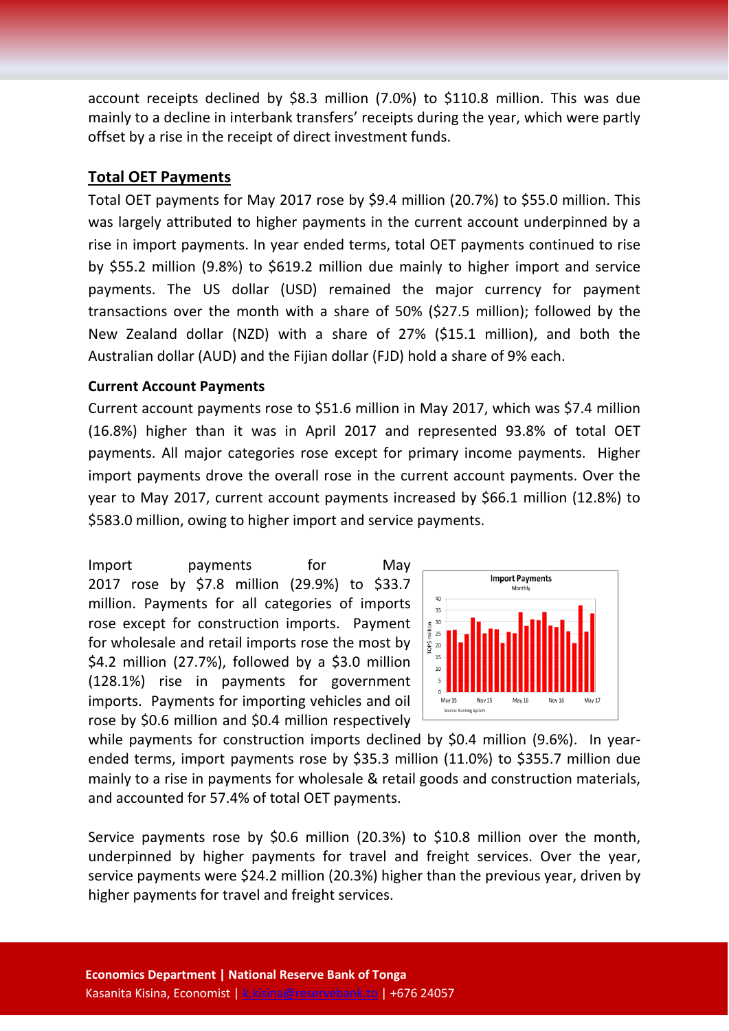account receipts declined by $8.3 million (7.0%) to $110.8 million. This was due mainly to a decline in interbank transfers' receipts during the year, which were partly offset by a rise in the receipt of direct investment funds.

## Total OET Payments

Total OET payments for May 2017 rose by $9.4 million (20.7%) to $55.0 million. This was largely attributed to higher payments in the current account underpinned by a rise in import payments. In year ended terms, total OET payments continued to rise by $55.2 million (9.8%) to $619.2 million due mainly to higher import and service payments. The US dollar (USD) remained the major currency for payment transactions over the month with a share of 50% ($27.5 million); followed by the New Zealand dollar (NZD) with a share of 27% ($15.1 million), and both the Australian dollar (AUD) and the Fijian dollar (FJD) hold a share of 9% each.

### Current Account Payments

Current account payments rose to $51.6 million in May 2017, which was $7.4 million (16.8%) higher than it was in April 2017 and represented 93.8% of total OET payments. All major categories rose except for primary income payments. Higher import payments drove the overall rose in the current account payments. Over the year to May 2017, current account payments increased by $66.1 million (12.8%) to $583.0 million, owing to higher import and service payments.

Import payments for May 2017 rose by $7.8 million (29.9%) to $33.7 million. Payments for all categories of imports rose except for construction imports. Payment for wholesale and retail imports rose the most by $4.2 million (27.7%), followed by a $3.0 million (128.1%) rise in payments for government imports. Payments for importing vehicles and oil rose by $0.6 million and $0.4 million respectively while payments for construction imports declined by $0.4 million (9.6%). In year-ended terms, import payments rose by $35.3 million (11.0%) to $355.7 million due mainly to a rise in payments for wholesale & retail goods and construction materials, and accounted for 57.4% of total OET payments.

Service payments rose by $0.6 million (20.3%) to $10.8 million over the month, underpinned by higher payments for travel and freight services. Over the year, service payments were $24.2 million (20.3%) higher than the previous year, driven by higher payments for travel and freight services.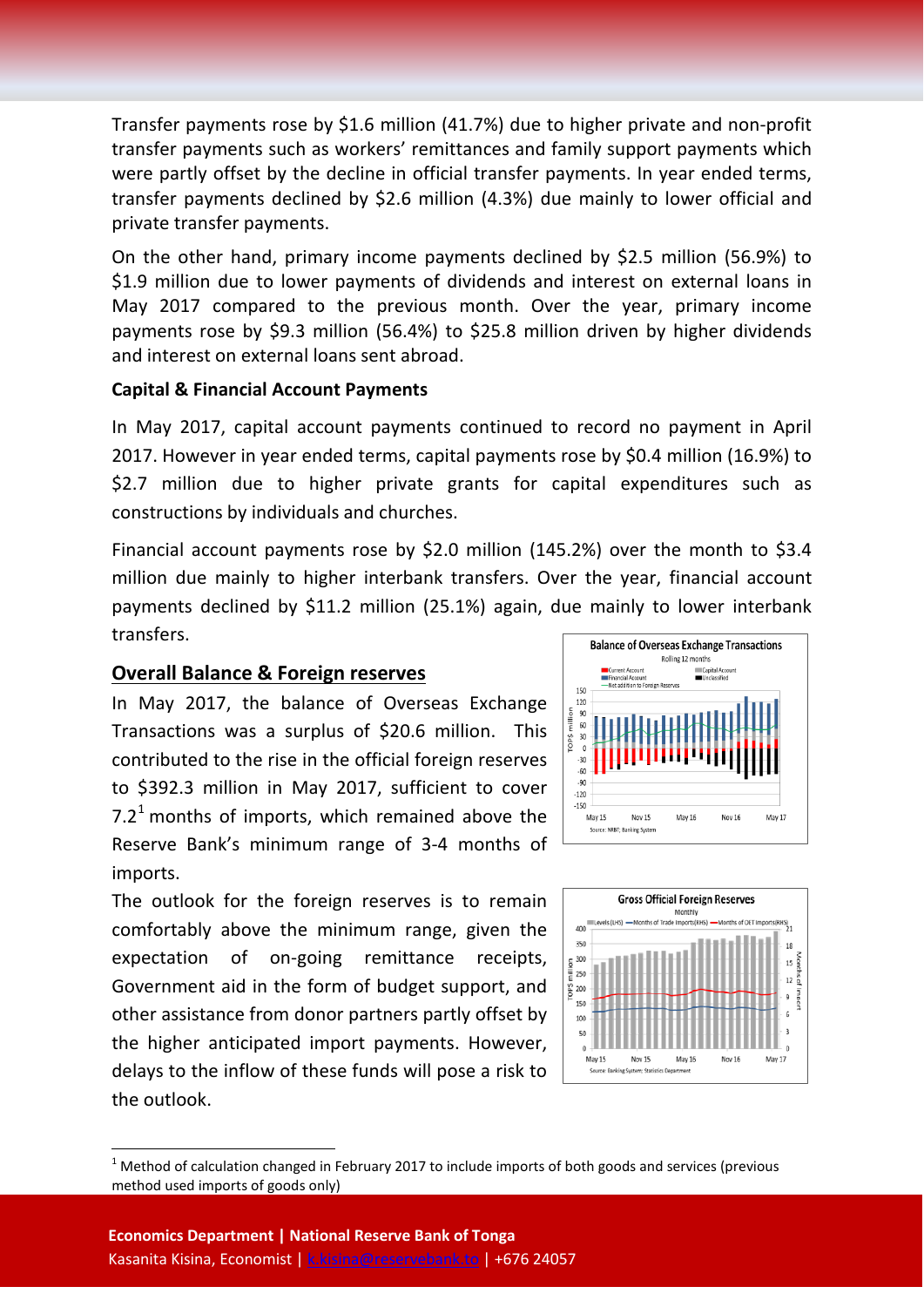Transfer payments rose by $1.6 million (41.7%) due to higher private and non-profit transfer payments such as workers' remittances and family support payments which were partly offset by the decline in official transfer payments. In year ended terms, transfer payments declined by $2.6 million (4.3%) due mainly to lower official and private transfer payments.

On the other hand, primary income payments declined by $2.5 million (56.9%) to $1.9 million due to lower payments of dividends and interest on external loans in May 2017 compared to the previous month. Over the year, primary income payments rose by $9.3 million (56.4%) to $25.8 million driven by higher dividends and interest on external loans sent abroad.

**Capital & Financial Account Payments**

In May 2017, capital account payments continued to record no payment in April 2017. However in year ended terms, capital payments rose by $0.4 million (16.9%) to $2.7 million due to higher private grants for capital expenditures such as constructions by individuals and churches.

Financial account payments rose by $2.0 million (145.2%) over the month to $3.4 million due mainly to higher interbank transfers. Over the year, financial account payments declined by $11.2 million (25.1%) again, due mainly to lower interbank transfers.

## Overall Balance & Foreign reserves

In May 2017, the balance of Overseas Exchange Transactions was a surplus of $20.6 million. This contributed to the rise in the official foreign reserves to $392.3 million in May 2017, sufficient to cover 7.2[1] months of imports, which remained above the Reserve Bank's minimum range of 3-4 months of imports.

The outlook for the foreign reserves is to remain comfortably above the minimum range, given the expectation of on-going remittance receipts, Government aid in the form of budget support, and other assistance from donor partners partly offset by the higher anticipated import payments. However, delays to the inflow of these funds will pose a risk to the outlook.

Balance of Overseas Exchange Transactions
Rolling 12 months
Source: NRBT; Banking System

Gross Official Foreign Reserves
Monthly
Source: Banking System; Statistics Department

[1] Method of calculation changed in February 2017 to include imports of both goods and services (previous method used imports of goods only)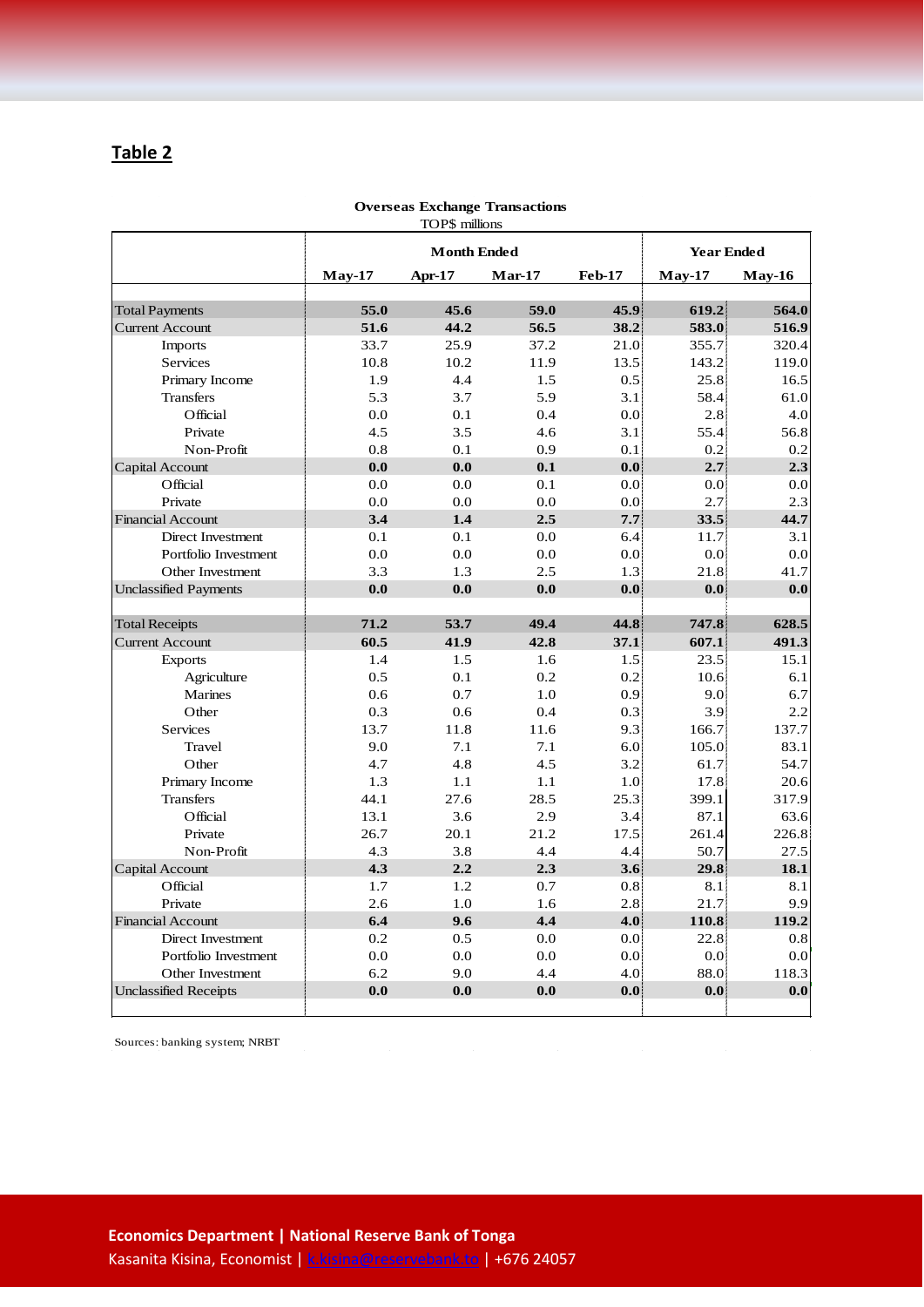## Table 2

**Overseas Exchange Transactions**
TOP$ millions

| | Month Ended | | | | Year Ended | |
|---|---|---|---|---|---|---|
| | **May-17** | **Apr-17** | **Mar-17** | **Feb-17** | **May-17** | **May-16** |
| Total Payments | **55.0** | **45.6** | **59.0** | **45.9** | **619.2** | **564.0** |
| Current Account | **51.6** | **44.2** | **56.5** | **38.2** | **583.0** | **516.9** |
| Imports | 33.7 | 25.9 | 37.2 | 21.0 | 355.7 | 320.4 |
| Services | 10.8 | 10.2 | 11.9 | 13.5 | 143.2 | 119.0 |
| Primary Income | 1.9 | 4.4 | 1.5 | 0.5 | 25.8 | 16.5 |
| Transfers | 5.3 | 3.7 | 5.9 | 3.1 | 58.4 | 61.0 |
| Official | 0.0 | 0.1 | 0.4 | 0.0 | 2.8 | 4.0 |
| Private | 4.5 | 3.5 | 4.6 | 3.1 | 55.4 | 56.8 |
| Non-Profit | 0.8 | 0.1 | 0.9 | 0.1 | 0.2 | 0.2 |
| Capital Account | **0.0** | **0.0** | **0.1** | **0.0** | **2.7** | **2.3** |
| Official | 0.0 | 0.0 | 0.1 | 0.0 | 0.0 | 0.0 |
| Private | 0.0 | 0.0 | 0.0 | 0.0 | 2.7 | 2.3 |
| Financial Account | **3.4** | **1.4** | **2.5** | **7.7** | **33.5** | **44.7** |
| Direct Investment | 0.1 | 0.1 | 0.0 | 6.4 | 11.7 | 3.1 |
| Portfolio Investment | 0.0 | 0.0 | 0.0 | 0.0 | 0.0 | 0.0 |
| Other Investment | 3.3 | 1.3 | 2.5 | 1.3 | 21.8 | 41.7 |
| Unclassified Payments | **0.0** | **0.0** | **0.0** | **0.0** | **0.0** | **0.0** |
| Total Receipts | **71.2** | **53.7** | **49.4** | **44.8** | **747.8** | **628.5** |
| Current Account | **60.5** | **41.9** | **42.8** | **37.1** | **607.1** | **491.3** |
| Exports | 1.4 | 1.5 | 1.6 | 1.5 | 23.5 | 15.1 |
| Agriculture | 0.5 | 0.1 | 0.2 | 0.2 | 10.6 | 6.1 |
| Marines | 0.6 | 0.7 | 1.0 | 0.9 | 9.0 | 6.7 |
| Other | 0.3 | 0.6 | 0.4 | 0.3 | 3.9 | 2.2 |
| Services | 13.7 | 11.8 | 11.6 | 9.3 | 166.7 | 137.7 |
| Travel | 9.0 | 7.1 | 7.1 | 6.0 | 105.0 | 83.1 |
| Other | 4.7 | 4.8 | 4.5 | 3.2 | 61.7 | 54.7 |
| Primary Income | 1.3 | 1.1 | 1.1 | 1.0 | 17.8 | 20.6 |
| Transfers | 44.1 | 27.6 | 28.5 | 25.3 | 399.1 | 317.9 |
| Official | 13.1 | 3.6 | 2.9 | 3.4 | 87.1 | 63.6 |
| Private | 26.7 | 20.1 | 21.2 | 17.5 | 261.4 | 226.8 |
| Non-Profit | 4.3 | 3.8 | 4.4 | 4.4 | 50.7 | 27.5 |
| Capital Account | **4.3** | **2.2** | **2.3** | **3.6** | **29.8** | **18.1** |
| Official | 1.7 | 1.2 | 0.7 | 0.8 | 8.1 | 8.1 |
| Private | 2.6 | 1.0 | 1.6 | 2.8 | 21.7 | 9.9 |
| Financial Account | **6.4** | **9.6** | **4.4** | **4.0** | **110.8** | **119.2** |
| Direct Investment | 0.2 | 0.5 | 0.0 | 0.0 | 22.8 | 0.8 |
| Portfolio Investment | 0.0 | 0.0 | 0.0 | 0.0 | 0.0 | 0.0 |
| Other Investment | 6.2 | 9.0 | 4.4 | 4.0 | 88.0 | 118.3 |
| Unclassified Receipts | **0.0** | **0.0** | **0.0** | **0.0** | **0.0** | **0.0** |

Sources: banking system; NRBT

**Economics Department | National Reserve Bank of Tonga**
Kasanita Kisina, Economist | k.kisina@reservebank.to | +676 24057